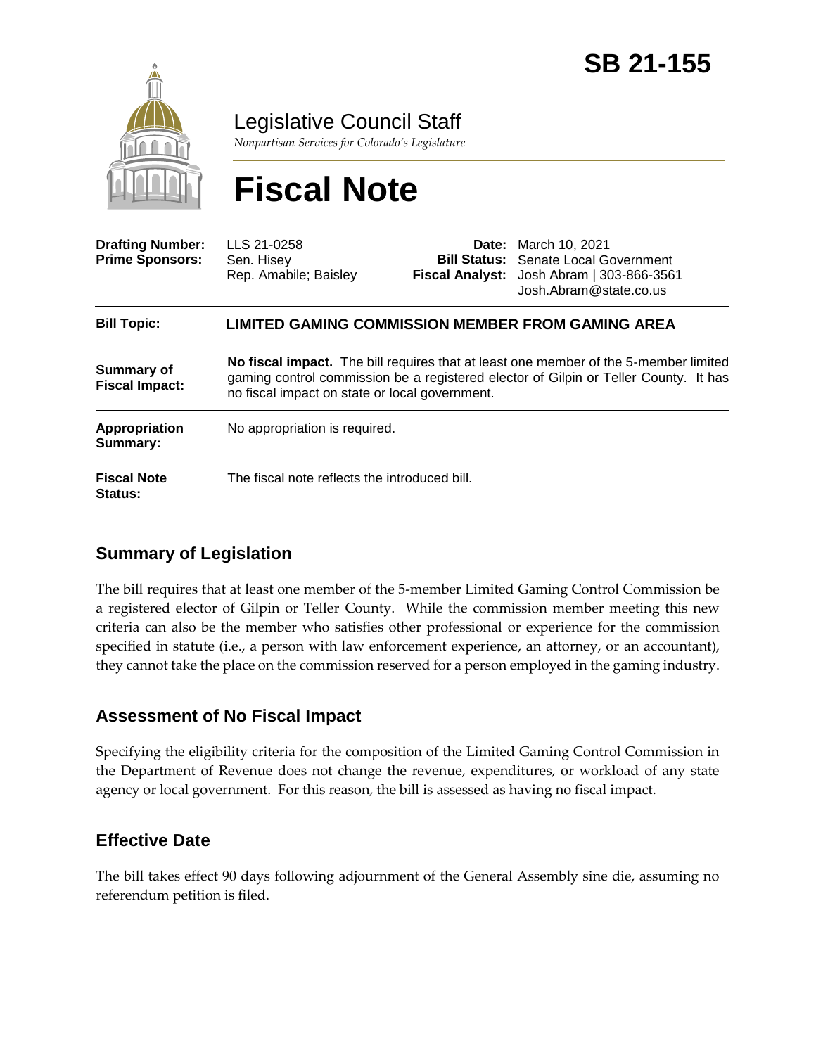# SB 21-155

Legislative Council Staff

*Nonpartisan Services for Colorado's Legislature*

# Fiscal Note

| **Drafting Number:** | LLS 21-0258 | **Date:** | March 10, 2021 |
|---|---|---|---|
| **Prime Sponsors:** | Sen. Hisey<br>Rep. Amabile; Baisley | **Bill Status:** | Senate Local Government |
| | | **Fiscal Analyst:** | Josh Abram \| 303-866-3561<br>Josh.Abram@state.co.us |

| | |
|---|---|
| **Bill Topic:** | **LIMITED GAMING COMMISSION MEMBER FROM GAMING AREA** |
| **Summary of Fiscal Impact:** | **No fiscal impact.** The bill requires that at least one member of the 5-member limited gaming control commission be a registered elector of Gilpin or Teller County. It has no fiscal impact on state or local government. |
| **Appropriation Summary:** | No appropriation is required. |
| **Fiscal Note Status:** | The fiscal note reflects the introduced bill. |

## Summary of Legislation

The bill requires that at least one member of the 5-member Limited Gaming Control Commission be a registered elector of Gilpin or Teller County. While the commission member meeting this new criteria can also be the member who satisfies other professional or experience for the commission specified in statute (i.e., a person with law enforcement experience, an attorney, or an accountant), they cannot take the place on the commission reserved for a person employed in the gaming industry.

## Assessment of No Fiscal Impact

Specifying the eligibility criteria for the composition of the Limited Gaming Control Commission in the Department of Revenue does not change the revenue, expenditures, or workload of any state agency or local government. For this reason, the bill is assessed as having no fiscal impact.

## Effective Date

The bill takes effect 90 days following adjournment of the General Assembly sine die, assuming no referendum petition is filed.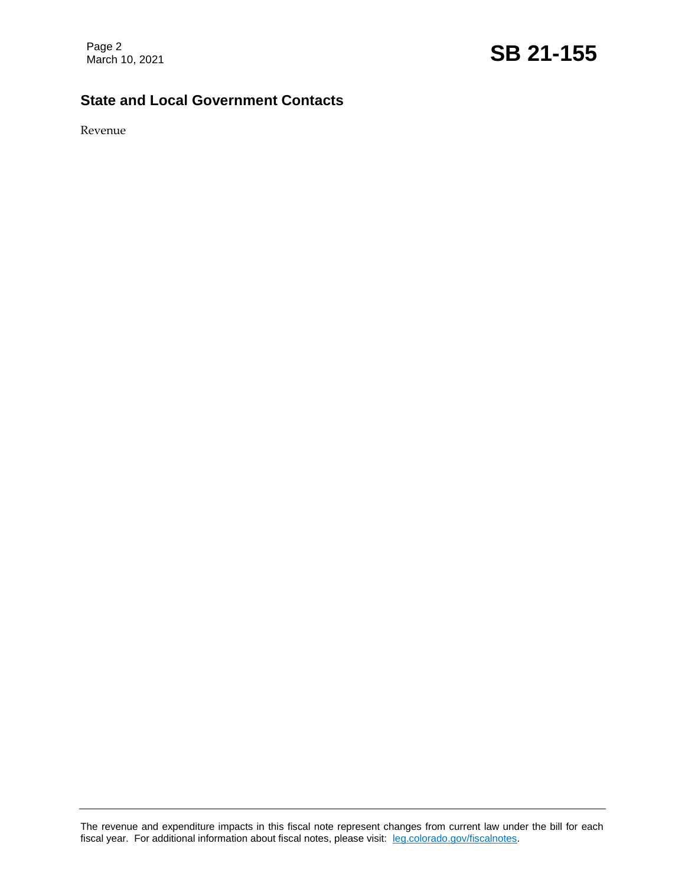## State and Local Government Contacts

Revenue